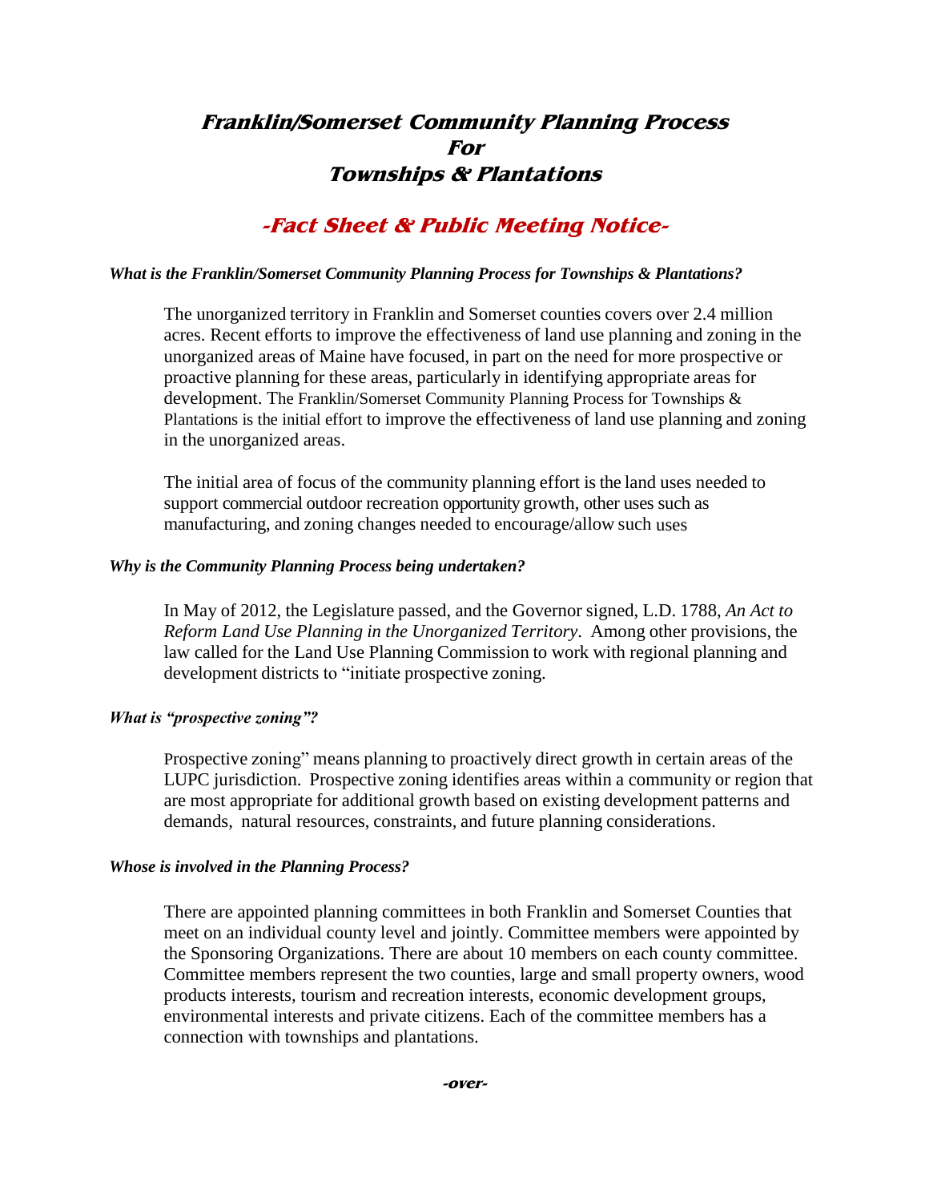# Franklin/Somerset Community Planning Process For Townships & Plantations

## -Fact Sheet & Public Meeting Notice-

***What is the Franklin/Somerset Community Planning Process for Townships & Plantations?***

The unorganized territory in Franklin and Somerset counties covers over 2.4 million acres. Recent efforts to improve the effectiveness of land use planning and zoning in the unorganized areas of Maine have focused, in part on the need for more prospective or proactive planning for these areas, particularly in identifying appropriate areas for development. The Franklin/Somerset Community Planning Process for Townships & Plantations is the initial effort to improve the effectiveness of land use planning and zoning in the unorganized areas.

The initial area of focus of the community planning effort is the land uses needed to support commercial outdoor recreation opportunity growth, other uses such as manufacturing, and zoning changes needed to encourage/allow such uses

***Why is the Community Planning Process being undertaken?***

In May of 2012, the Legislature passed, and the Governor signed, L.D. 1788, *An Act to Reform Land Use Planning in the Unorganized Territory*. Among other provisions, the law called for the Land Use Planning Commission to work with regional planning and development districts to "initiate prospective zoning.

***What is "prospective zoning"?***

Prospective zoning" means planning to proactively direct growth in certain areas of the LUPC jurisdiction. Prospective zoning identifies areas within a community or region that are most appropriate for additional growth based on existing development patterns and demands, natural resources, constraints, and future planning considerations.

***Whose is involved in the Planning Process?***

There are appointed planning committees in both Franklin and Somerset Counties that meet on an individual county level and jointly. Committee members were appointed by the Sponsoring Organizations. There are about 10 members on each county committee. Committee members represent the two counties, large and small property owners, wood products interests, tourism and recreation interests, economic development groups, environmental interests and private citizens. Each of the committee members has a connection with townships and plantations.

**-over-**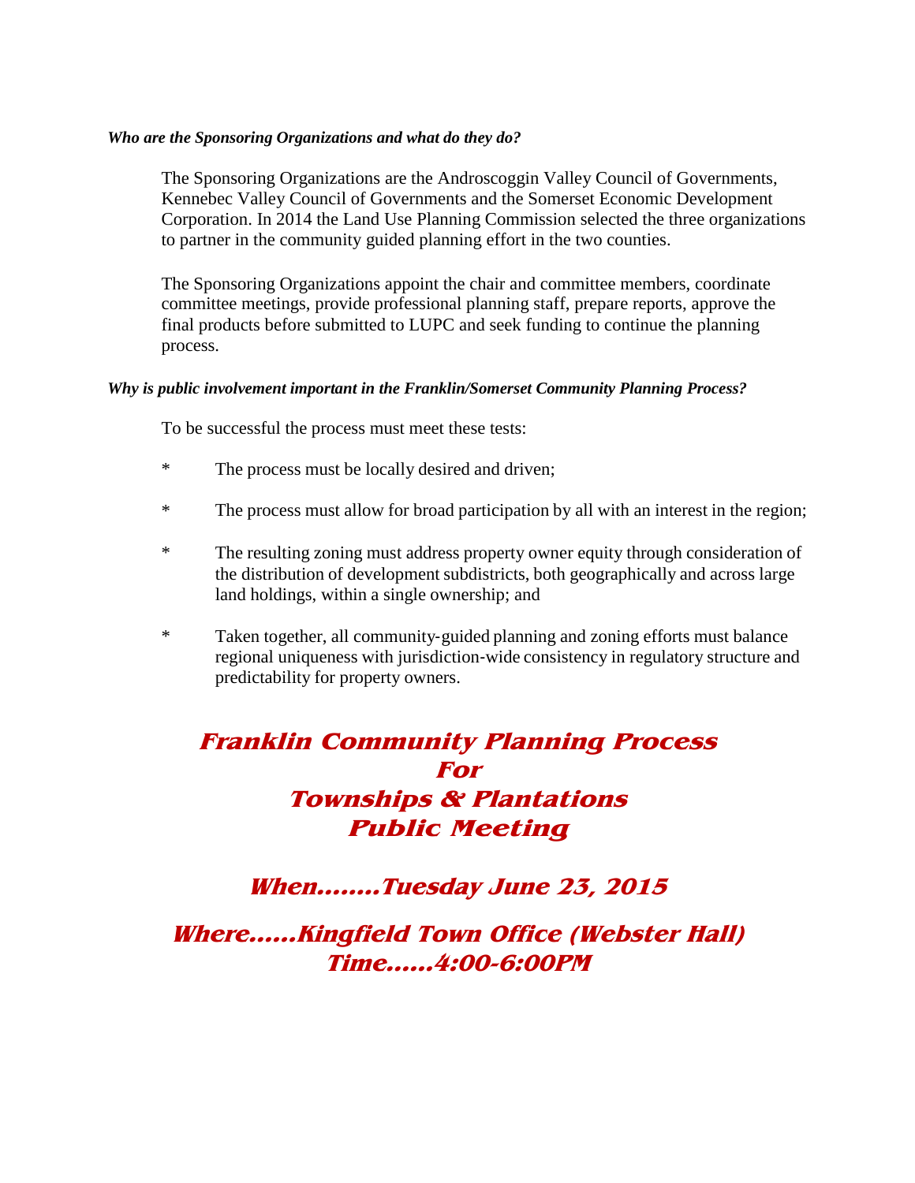***Who are the Sponsoring Organizations and what do they do?***

The Sponsoring Organizations are the Androscoggin Valley Council of Governments, Kennebec Valley Council of Governments and the Somerset Economic Development Corporation. In 2014 the Land Use Planning Commission selected the three organizations to partner in the community guided planning effort in the two counties.

The Sponsoring Organizations appoint the chair and committee members, coordinate committee meetings, provide professional planning staff, prepare reports, approve the final products before submitted to LUPC and seek funding to continue the planning process.

***Why is public involvement important in the Franklin/Somerset Community Planning Process?***

To be successful the process must meet these tests:

- The process must be locally desired and driven;
- The process must allow for broad participation by all with an interest in the region;
- The resulting zoning must address property owner equity through consideration of the distribution of development subdistricts, both geographically and across large land holdings, within a single ownership; and
- Taken together, all community-guided planning and zoning efforts must balance regional uniqueness with jurisdiction-wide consistency in regulatory structure and predictability for property owners.

# Franklin Community Planning Process For Townships & Plantations Public Meeting

## When........Tuesday June 23, 2015

## Where......Kingfield Town Office (Webster Hall) Time......4:00-6:00PM